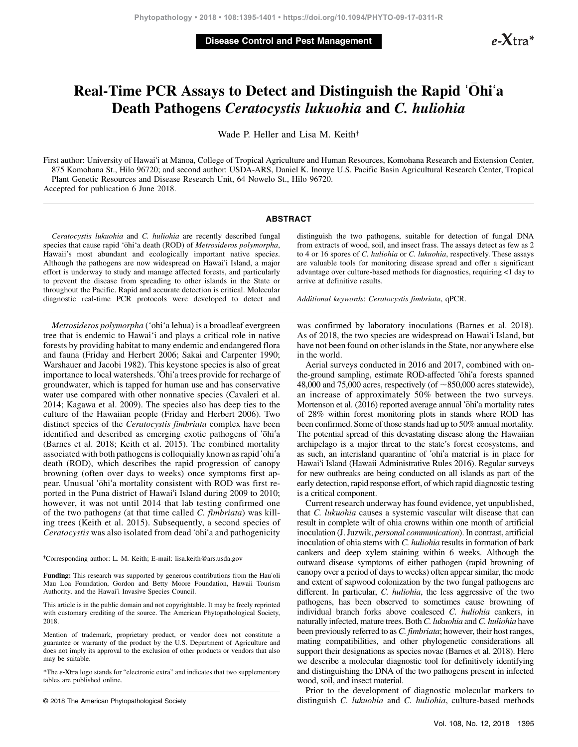Disease Control and Pest Management

*e*-Xtra*

# Real-Time PCR Assays to Detect and Distinguish the Rapid ʻŌhiʻa Death Pathogens *Ceratocystis lukuohia* and *C. huliohia*

Wade P. Heller and Lisa M. Keith†

First author: University of Hawaiʻi at Mānoa, College of Tropical Agriculture and Human Resources, Komohana Research and Extension Center, 875 Komohana St., Hilo 96720; and second author: USDA-ARS, Daniel K. Inouye U.S. Pacific Basin Agricultural Research Center, Tropical Plant Genetic Resources and Disease Research Unit, 64 Nowelo St., Hilo 96720.

Accepted for publication 6 June 2018.

## ABSTRACT

*Ceratocystis lukuohia* and *C. huliohia* are recently described fungal species that cause rapid ʻōhiʻa death (ROD) of *Metrosideros polymorpha*, Hawaii's most abundant and ecologically important native specie*s*. Although the pathogens are now widespread on Hawaiʻi Island, a major effort is underway to study and manage affected forests, and particularly to prevent the disease from spreading to other islands in the State or throughout the Pacific. Rapid and accurate detection is critical. Molecular diagnostic real-time PCR protocols were developed to detect and distinguish the two pathogens, suitable for detection of fungal DNA from extracts of wood, soil, and insect frass. The assays detect as few as 2 to 4 or 16 spores of *C. huliohia* or *C. lukuohia*, respectively. These assays are valuable tools for monitoring disease spread and offer a significant advantage over culture-based methods for diagnostics, requiring <1 day to arrive at definitive results.

*Additional keywords*: *Ceratocystis fimbriata*, qPCR.

*Metrosideros polymorpha* (ʻōhiʻa lehua) is a broadleaf evergreen tree that is endemic to Hawaiʻi and plays a critical role in native forests by providing habitat to many endemic and endangered flora and fauna (Friday and Herbert 2006; Sakai and Carpenter 1990; Warshauer and Jacobi 1982). This keystone species is also of great importance to local watersheds. ʻŌhiʻa trees provide for recharge of groundwater, which is tapped for human use and has conservative water use compared with other nonnative species (Cavaleri et al. 2014; Kagawa et al. 2009). The species also has deep ties to the culture of the Hawaiian people (Friday and Herbert 2006). Two distinct species of the *Ceratocystis fimbriata* complex have been identified and described as emerging exotic pathogens of ʻōhiʻa (Barnes et al. 2018; Keith et al. 2015). The combined mortality associated with both pathogens is colloquially known as rapid ʻōhiʻa death (ROD), which describes the rapid progression of canopy browning (often over days to weeks) once symptoms first appear. Unusual ʻōhiʻa mortality consistent with ROD was first reported in the Puna district of Hawaiʻi Island during 2009 to 2010; however, it was not until 2014 that lab testing confirmed one of the two pathogen*s* (at that time called *C. fimbriata*) was killing trees (Keith et al. 2015). Subsequently, a second species of *Ceratocystis* was also isolated from dead ʻōhiʻa and pathogenicity was confirmed by laboratory inoculations (Barnes et al. 2018). As of 2018, the two species are widespread on Hawaiʻi Island, but have not been found on other islands in the State, nor anywhere else in the world.

Aerial surveys conducted in 2016 and 2017, combined with on-the-ground sampling, estimate ROD-affected ʻōhiʻa forests spanned 48,000 and 75,000 acres, respectively (of ~850,000 acres statewide), an increase of approximately 50% between the two surveys. Mortenson et al. (2016) reported average annual ʻōhiʻa mortality rates of 28% within forest monitoring plots in stands where ROD has been confirmed. Some of those stands had up to 50% annual mortality. The potential spread of this devastating disease along the Hawaiian archipelago is a major threat to the state's forest ecosystems, and as such, an interisland quarantine of ʻōhiʻa material is in place for Hawaiʻi Island (Hawaii Administrative Rules 2016). Regular surveys for new outbreaks are being conducted on all islands as part of the early detection, rapid response effort, of which rapid diagnostic testing is a critical component.

Current research underway has found evidence, yet unpublished, that *C. lukuohia* causes a systemic vascular wilt disease that can result in complete wilt of ohia crowns within one month of artificial inoculation (J. Juzwik, *personal communication*). In contrast, artificial inoculation of ohia stems with *C. huliohia* results in formation of bark cankers and deep xylem staining within 6 weeks. Although the outward disease symptoms of either pathogen (rapid browning of canopy over a period of days to weeks) often appear similar, the mode and extent of sapwood colonization by the two fungal pathogens are different. In particular, *C. huliohia*, the less aggressive of the two pathogens, has been observed to sometimes cause browning of individual branch forks above coalesced *C. huliohia* cankers, in naturally infected, mature trees. Both *C. lukuohia* and *C. huliohia* have been previously referred to as *C. fimbriata*; however, their host ranges, mating compatibilities, and other phylogenetic considerations all support their designations as species novae (Barnes et al. 2018). Here we describe a molecular diagnostic tool for definitively identifying and distinguishing the DNA of the two pathogens present in infected wood, soil, and insect material.

Prior to the development of diagnostic molecular markers to distinguish *C. lukuohia* and *C. huliohia*, culture-based methods

†Corresponding author: L. M. Keith; E-mail: lisa.keith@ars.usda.gov

**Funding:** This research was supported by generous contributions from the Hauʻoli Mau Loa Foundation, Gordon and Betty Moore Foundation, Hawaii Tourism Authority, and the Hawaiʻi Invasive Species Council.

This article is in the public domain and not copyrightable. It may be freely reprinted with customary crediting of the source. The American Phytopathological Society, 2018.

Mention of trademark, proprietary product, or vendor does not constitute a guarantee or warranty of the product by the U.S. Department of Agriculture and does not imply its approval to the exclusion of other products or vendors that also may be suitable.

*The *e*-Xtra logo stands for "electronic extra" and indicates that two supplementary tables are published online.

© 2018 The American Phytopathological Society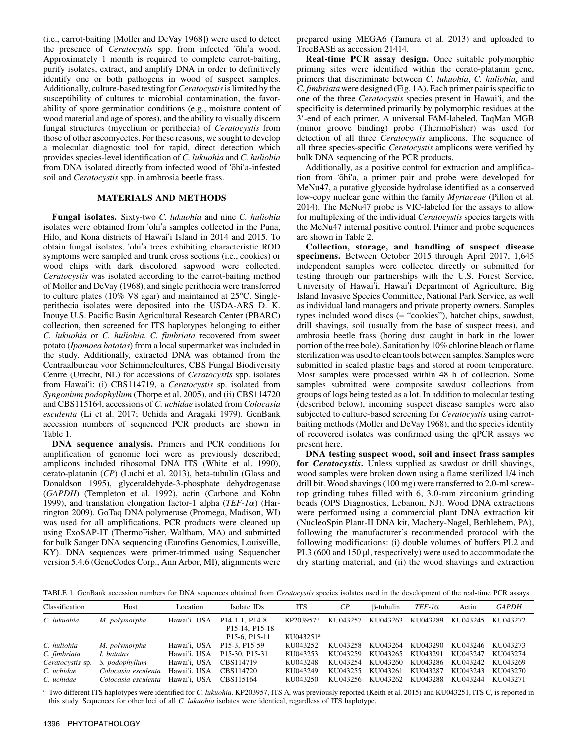(i.e., carrot-baiting [Moller and DeVay 1968]) were used to detect the presence of *Ceratocystis* spp. from infected ʻōhiʻa wood. Approximately 1 month is required to complete carrot-baiting, purify isolates, extract, and amplify DNA in order to definitively identify one or both pathogens in wood of suspect samples. Additionally, culture-based testing for *Ceratocystis* is limited by the susceptibility of cultures to microbial contamination, the favorability of spore germination conditions (e.g., moisture content of wood material and age of spores), and the ability to visually discern fungal structures (mycelium or perithecia) of *Ceratocystis* from those of other ascomycetes. For these reasons, we sought to develop a molecular diagnostic tool for rapid, direct detection which provides species-level identification of *C. lukuohia* and *C. huliohia* from DNA isolated directly from infected wood of ʻōhiʻa-infested soil and *Ceratocystis* spp. in ambrosia beetle frass.

## MATERIALS AND METHODS

**Fungal isolates.** Sixty-two *C. lukuohia* and nine *C. huliohia* isolates were obtained from ʻōhiʻa samples collected in the Puna, Hilo, and Kona districts of Hawaiʻi Island in 2014 and 2015. To obtain fungal isolates, ʻōhiʻa trees exhibiting characteristic ROD symptoms were sampled and trunk cross sections (i.e., cookies) or wood chips with dark discolored sapwood were collected. *Ceratocystis* was isolated according to the carrot-baiting method of Moller and DeVay (1968), and single perithecia were transferred to culture plates (10% V8 agar) and maintained at 25°C. Single-perithecia isolates were deposited into the USDA-ARS D. K. Inouye U.S. Pacific Basin Agricultural Research Center (PBARC) collection, then screened for ITS haplotypes belonging to either *C. lukuohia* or *C. huliohia*. *C. fimbriata* recovered from sweet potato (*Ipomoea batatas*) from a local supermarket was included in the study. Additionally, extracted DNA was obtained from the Centraalbureau voor Schimmelcultures, CBS Fungal Biodiversity Centre (Utrecht, NL) for accessions of *Ceratocystis* spp. isolates from Hawaiʻi: (i) CBS114719, a *Ceratocystis* sp. isolated from *Syngonium podophyllum* (Thorpe et al. 2005), and (ii) CBS114720 and CBS115164, accessions of *C. uchidae* isolated from *Colocasia esculenta* (Li et al. 2017; Uchida and Aragaki 1979). GenBank accession numbers of sequenced PCR products are shown in Table 1.

**DNA sequence analysis.** Primers and PCR conditions for amplification of genomic loci were as previously described; amplicons included ribosomal DNA ITS (White et al. 1990), cerato-platanin (*CP*) (Luchi et al. 2013), beta-tubulin (Glass and Donaldson 1995), glyceraldehyde-3-phosphate dehydrogenase (*GAPDH*) (Templeton et al. 1992), actin (Carbone and Kohn 1999), and translation elongation factor-1 alpha (*TEF-1α*) (Harrington 2009). GoTaq DNA polymerase (Promega, Madison, WI) was used for all amplifications. PCR products were cleaned up using ExoSAP-IT (ThermoFisher, Waltham, MA) and submitted for bulk Sanger DNA sequencing (Eurofins Genomics, Louisville, KY). DNA sequences were primer-trimmed using Sequencher version 5.4.6 (GeneCodes Corp., Ann Arbor, MI), alignments were prepared using MEGA6 (Tamura et al. 2013) and uploaded to TreeBASE as accession 21414.

**Real-time PCR assay design.** Once suitable polymorphic priming sites were identified within the cerato-platanin gene, primers that discriminate between *C. lukuohia*, *C. huliohia*, and *C. fimbriata* were designed (Fig. 1A). Each primer pair is specific to one of the three *Ceratocystis* species present in Hawaiʻi, and the specificity is determined primarily by polymorphic residues at the 3′-end of each primer. A universal FAM-labeled, TaqMan MGB (minor groove binding) probe (ThermoFisher) was used for detection of all three *Ceratocystis* amplicons. The sequence of all three species-specific *Ceratocystis* amplicons were verified by bulk DNA sequencing of the PCR products.

Additionally, as a positive control for extraction and amplification from ʻōhiʻa, a primer pair and probe were developed for MeNu47, a putative glycoside hydrolase identified as a conserved low-copy nuclear gene within the family *Myrtaceae* (Pillon et al. 2014). The MeNu47 probe is VIC-labeled for the assays to allow for multiplexing of the individual *Ceratocystis* species targets with the MeNu47 internal positive control. Primer and probe sequences are shown in Table 2.

**Collection, storage, and handling of suspect disease specimens.** Between October 2015 through April 2017, 1,645 independent samples were collected directly or submitted for testing through our partnerships with the U.S. Forest Service, University of Hawaiʻi, Hawaiʻi Department of Agriculture, Big Island Invasive Species Committee, National Park Service, as well as individual land managers and private property owners. Samples types included wood discs (= "cookies"), hatchet chips, sawdust, drill shavings, soil (usually from the base of suspect trees), and ambrosia beetle frass (boring dust caught in bark in the lower portion of the tree bole). Sanitation by 10% chlorine bleach or flame sterilization was used to clean tools between samples. Samples were submitted in sealed plastic bags and stored at room temperature. Most samples were processed within 48 h of collection. Some samples submitted were composite sawdust collections from groups of logs being tested as a lot. In addition to molecular testing (described below), incoming suspect disease samples were also subjected to culture-based screening for *Ceratocystis* using carrot-baiting methods (Moller and DeVay 1968), and the species identity of recovered isolates was confirmed using the qPCR assays we present here.

**DNA testing suspect wood, soil and insect frass samples for *Ceratocystis*.** Unless supplied as sawdust or drill shavings, wood samples were broken down using a flame sterilized 1/4 inch drill bit. Wood shavings (100 mg) were transferred to 2.0-ml screw-top grinding tubes filled with 6, 3.0-mm zirconium grinding beads (OPS Diagnostics, Lebanon, NJ). Wood DNA extractions were performed using a commercial plant DNA extraction kit (NucleoSpin Plant-II DNA kit, Machery-Nagel, Bethlehem, PA), following the manufacturer's recommended protocol with the following modifications: (i) double volumes of buffers PL2 and PL3 (600 and 150 µl, respectively) were used to accommodate the dry starting material, and (ii) the wood shavings and extraction

TABLE 1. GenBank accession numbers for DNA sequences obtained from *Ceratocystis* species isolates used in the development of the real-time PCR assays

| Classification | Host | Location | Isolate IDs | ITS | *CP* | β-tubulin | *TEF-1α* | Actin | *GAPDH* |
|---|---|---|---|---|---|---|---|---|---|
| *C. lukuohia* | *M. polymorpha* | Hawaiʻi, USA | P14-1-1, P14-8, P15-14, P15-18 | KP203957[a] | KU043257 | KU043263 | KU043289 | KU043245 | KU043272 |
| | | | P15-6, P15-11 | KU043251[a] | | | | | |
| *C. huliohia* | *M. polymorpha* | Hawaiʻi, USA | P15-3, P15-59 | KU043252 | KU043258 | KU043264 | KU043290 | KU043246 | KU043273 |
| *C. fimbriata* | *I. batatas* | Hawaiʻi, USA | P15-30, P15-31 | KU043253 | KU043259 | KU043265 | KU043291 | KU043247 | KU043274 |
| *Ceratocystis* sp. | *S. podophyllum* | Hawaiʻi, USA | CBS114719 | KU043248 | KU043254 | KU043260 | KU043286 | KU043242 | KU043269 |
| *C. uchidae* | *Colocasia esculenta* | Hawaiʻi, USA | CBS114720 | KU043249 | KU043255 | KU043261 | KU043287 | KU043243 | KU043270 |
| *C. uchidae* | *Colocasia esculenta* | Hawaiʻi, USA | CBS115164 | KU043250 | KU043256 | KU043262 | KU043288 | KU043244 | KU043271 |

[a] Two different ITS haplotypes were identified for *C. lukuohia*. KP203957, ITS A, was previously reported (Keith et al. 2015) and KU043251, ITS C, is reported in this study. Sequences for other loci of all *C. lukuohia* isolates were identical, regardless of ITS haplotype.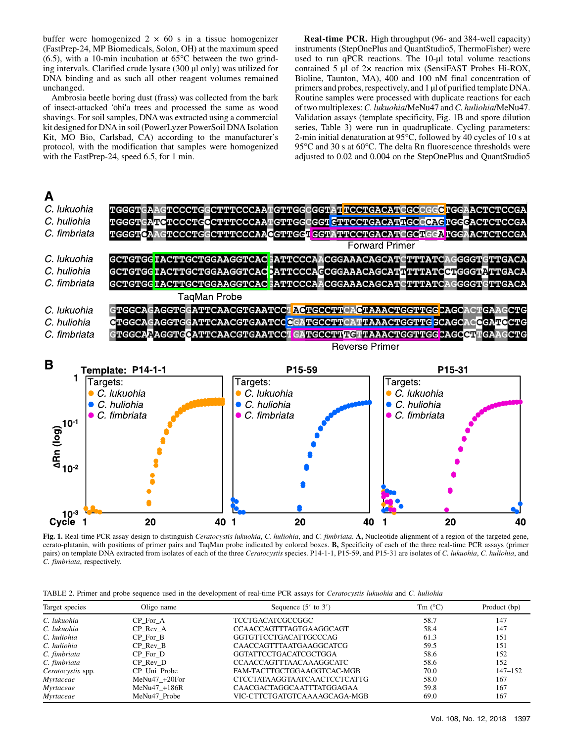buffer were homogenized 2 × 60 s in a tissue homogenizer (FastPrep-24, MP Biomedicals, Solon, OH) at the maximum speed (6.5), with a 10-min incubation at 65°C between the two grinding intervals. Clarified crude lysate (300 µl only) was utilized for DNA binding and as such all other reagent volumes remained unchanged.

Ambrosia beetle boring dust (frass) was collected from the bark of insect-attacked ʻōhiʻa trees and processed the same as wood shavings. For soil samples, DNA was extracted using a commercial kit designed for DNA in soil (PowerLyzer PowerSoil DNA Isolation Kit, MO Bio, Carlsbad, CA) according to the manufacturer's protocol, with the modification that samples were homogenized with the FastPrep-24, speed 6.5, for 1 min.

**Real-time PCR.** High throughput (96- and 384-well capacity) instruments (StepOnePlus and QuantStudio5, ThermoFisher) were used to run qPCR reactions. The 10-µl total volume reactions contained 5 µl of 2× reaction mix (SensiFAST Probes Hi-ROX, Bioline, Taunton, MA), 400 and 100 nM final concentration of primers and probes, respectively, and 1 µl of purified template DNA. Routine samples were processed with duplicate reactions for each of two multiplexes: *C. lukuohia*/MeNu47 and *C. huliohia*/MeNu47. Validation assays (template specificity, Fig. 1B and spore dilution series, Table 3) were run in quadruplicate. Cycling parameters: 2-min initial denaturation at 95°C, followed by 40 cycles of 10 s at 95°C and 30 s at 60°C. The delta Rn fluorescence thresholds were adjusted to 0.02 and 0.004 on the StepOnePlus and QuantStudio5

**Fig. 1.** Real-time PCR assay design to distinguish *Ceratocystis lukuohia*, *C. huliohia*, and *C. fimbriata*. **A,** Nucleotide alignment of a region of the targeted gene, cerato-platanin, with positions of primer pairs and TaqMan probe indicated by colored boxes. **B,** Specificity of each of the three real-time PCR assays (primer pairs) on template DNA extracted from isolates of each of the three *Ceratocystis* species. P14-1-1, P15-59, and P15-31 are isolates of *C. lukuohia*, *C. huliohia*, and *C. fimbriata*, respectively.

TABLE 2. Primer and probe sequence used in the development of real-time PCR assays for *Ceratocystis lukuohia* and *C. huliohia*

| Target species | Oligo name | Sequence (5′ to 3′) | Tm (°C) | Product (bp) |
|---|---|---|---|---|
| *C. lukuohia* | CP_For_A | TCCTGACATCGCCGGC | 58.7 | 147 |
| *C. lukuohia* | CP_Rev_A | CCAACCAGTTTAGTGAAGGCAGT | 58.4 | 147 |
| *C. huliohia* | CP_For_B | GGTGTTCCTGACATTGCCCAG | 61.3 | 151 |
| *C. huliohia* | CP_Rev_B | CAACCAGTTTAATGAAGGCATCG | 59.5 | 151 |
| *C. fimbriata* | CP_For_D | GGTATTCCTGACATCGCTGGA | 58.6 | 152 |
| *C. fimbriata* | CP_Rev_D | CCAACCAGTTTAACAAAGGCATC | 58.6 | 152 |
| *Ceratocystis* spp. | CP_Uni_Probe | FAM-TACTTGCTGGAAGGTCAC-MGB | 70.0 | 147–152 |
| *Myrtaceae* | MeNu47_+20For | CTCCTATAAGGTAATCAACTCCTCATTG | 58.0 | 167 |
| *Myrtaceae* | MeNu47_+186R | CAACGACTAGGCAATTATGGAGAA | 59.8 | 167 |
| *Myrtaceae* | MeNu47_Probe | VIC-CTTCTGATGTCAAAAGCAGA-MGB | 69.0 | 167 |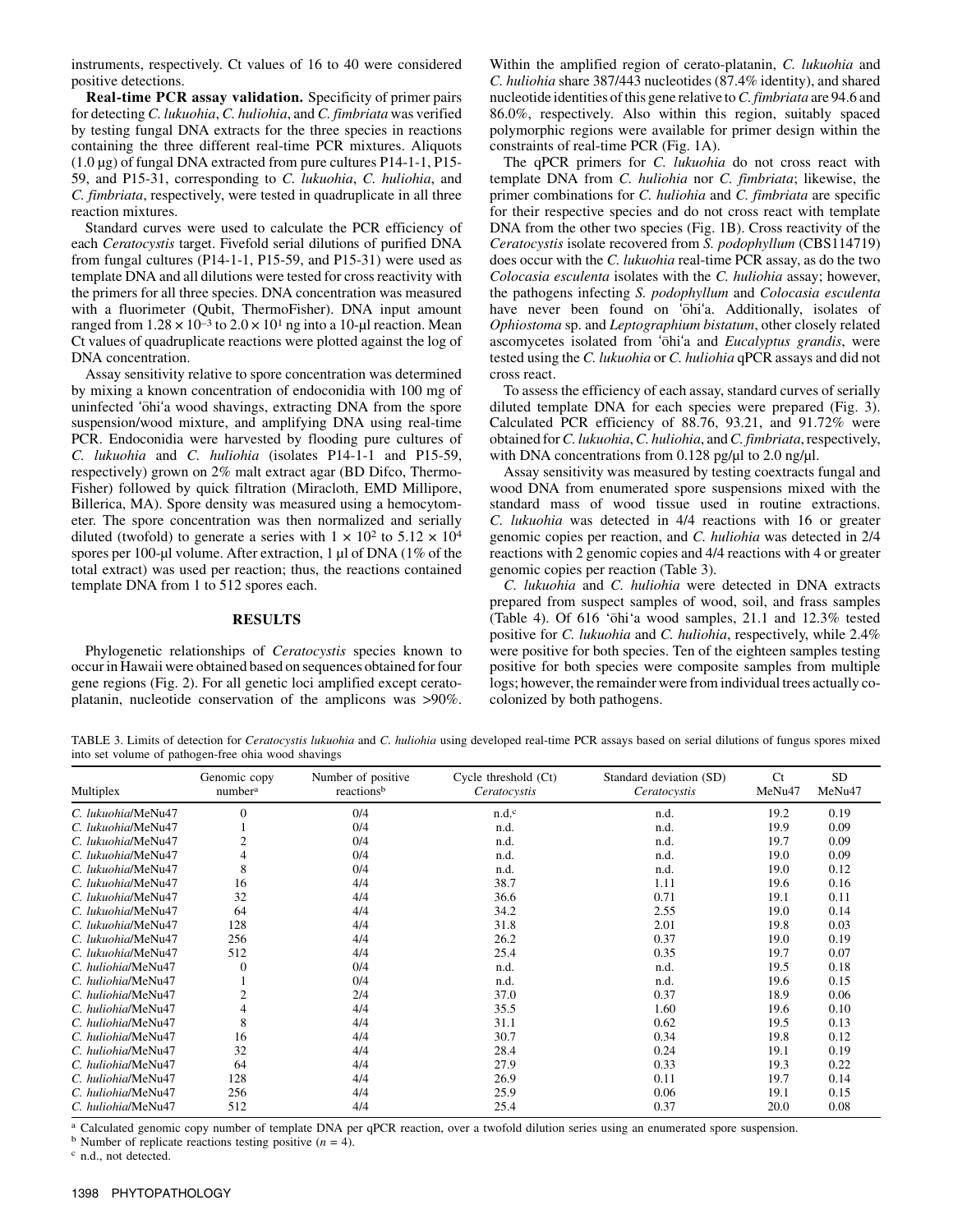instruments, respectively. Ct values of 16 to 40 were considered positive detections.

**Real-time PCR assay validation.** Specificity of primer pairs for detecting *C. lukuohia*, *C. huliohia*, and *C. fimbriata* was verified by testing fungal DNA extracts for the three species in reactions containing the three different real-time PCR mixtures. Aliquots (1.0 µg) of fungal DNA extracted from pure cultures P14-1-1, P15-59, and P15-31, corresponding to *C. lukuohia*, *C. huliohia*, and *C. fimbriata*, respectively, were tested in quadruplicate in all three reaction mixtures.

Standard curves were used to calculate the PCR efficiency of each *Ceratocystis* target. Fivefold serial dilutions of purified DNA from fungal cultures (P14-1-1, P15-59, and P15-31) were used as template DNA and all dilutions were tested for cross reactivity with the primers for all three species. DNA concentration was measured with a fluorimeter (Qubit, ThermoFisher). DNA input amount ranged from $1.28 \times 10^{-3}$ to $2.0 \times 10^{1}$ ng into a 10-µl reaction. Mean Ct values of quadruplicate reactions were plotted against the log of DNA concentration.

Assay sensitivity relative to spore concentration was determined by mixing a known concentration of endoconidia with 100 mg of uninfected ʻōhiʻa wood shavings, extracting DNA from the spore suspension/wood mixture, and amplifying DNA using real-time PCR. Endoconidia were harvested by flooding pure cultures of *C. lukuohia* and *C. huliohia* (isolates P14-1-1 and P15-59, respectively) grown on 2% malt extract agar (BD Difco, ThermoFisher) followed by quick filtration (Miracloth, EMD Millipore, Billerica, MA). Spore density was measured using a hemocytometer. The spore concentration was then normalized and serially diluted (twofold) to generate a series with $1 \times 10^2$ to $5.12 \times 10^4$ spores per 100-µl volume. After extraction, 1 µl of DNA (1% of the total extract) was used per reaction; thus, the reactions contained template DNA from 1 to 512 spores each.

## RESULTS

Phylogenetic relationships of *Ceratocystis* species known to occur in Hawaii were obtained based on sequences obtained for four gene regions (Fig. 2). For all genetic loci amplified except cerato-platanin, nucleotide conservation of the amplicons was >90%. Within the amplified region of cerato-platanin, *C. lukuohia* and *C. huliohia* share 387/443 nucleotides (87.4% identity), and shared nucleotide identities of this gene relative to *C. fimbriata* are 94.6 and 86.0%, respectively. Also within this region, suitably spaced polymorphic regions were available for primer design within the constraints of real-time PCR (Fig. 1A).

The qPCR primers for *C. lukuohia* do not cross react with template DNA from *C. huliohia* nor *C. fimbriata*; likewise, the primer combinations for *C. huliohia* and *C. fimbriata* are specific for their respective species and do not cross react with template DNA from the other two species (Fig. 1B). Cross reactivity of the *Ceratocystis* isolate recovered from *S. podophyllum* (CBS114719) does occur with the *C. lukuohia* real-time PCR assay, as do the two *Colocasia esculenta* isolates with the *C. huliohia* assay; however, the pathogens infecting *S. podophyllum* and *Colocasia esculenta* have never been found on ʻōhiʻa. Additionally, isolates of *Ophiostoma* sp. and *Leptographium bistatum*, other closely related ascomycetes isolated from ʻōhiʻa and *Eucalyptus grandis*, were tested using the *C. lukuohia* or *C. huliohia* qPCR assays and did not cross react.

To assess the efficiency of each assay, standard curves of serially diluted template DNA for each species were prepared (Fig. 3). Calculated PCR efficiency of 88.76, 93.21, and 91.72% were obtained for *C. lukuohia*, *C. huliohia*, and *C. fimbriata*, respectively, with DNA concentrations from 0.128 pg/µl to 2.0 ng/µl.

Assay sensitivity was measured by testing coextracts fungal and wood DNA from enumerated spore suspensions mixed with the standard mass of wood tissue used in routine extractions. *C. lukuohia* was detected in 4/4 reactions with 16 or greater genomic copies per reaction, and *C. huliohia* was detected in 2/4 reactions with 2 genomic copies and 4/4 reactions with 4 or greater genomic copies per reaction (Table 3).

*C. lukuohia* and *C. huliohia* were detected in DNA extracts prepared from suspect samples of wood, soil, and frass samples (Table 4). Of 616 ʻōhiʻa wood samples, 21.1 and 12.3% tested positive for *C. lukuohia* and *C. huliohia*, respectively, while 2.4% were positive for both species. Ten of the eighteen samples testing positive for both species were composite samples from multiple logs; however, the remainder were from individual trees actually co-colonized by both pathogens.

TABLE 3. Limits of detection for *Ceratocystis lukuohia* and *C. huliohia* using developed real-time PCR assays based on serial dilutions of fungus spores mixed into set volume of pathogen-free ohia wood shavings

| Multiplex | Genomic copy number[a] | Number of positive reactions[b] | Cycle threshold (Ct) *Ceratocystis* | Standard deviation (SD) *Ceratocystis* | Ct MeNu47 | SD MeNu47 |
|---|---|---|---|---|---|---|
| *C. lukuohia*/MeNu47 | 0 | 0/4 | n.d.[c] | n.d. | 19.2 | 0.19 |
| *C. lukuohia*/MeNu47 | 1 | 0/4 | n.d. | n.d. | 19.9 | 0.09 |
| *C. lukuohia*/MeNu47 | 2 | 0/4 | n.d. | n.d. | 19.7 | 0.09 |
| *C. lukuohia*/MeNu47 | 4 | 0/4 | n.d. | n.d. | 19.0 | 0.09 |
| *C. lukuohia*/MeNu47 | 8 | 0/4 | n.d. | n.d. | 19.0 | 0.12 |
| *C. lukuohia*/MeNu47 | 16 | 4/4 | 38.7 | 1.11 | 19.6 | 0.16 |
| *C. lukuohia*/MeNu47 | 32 | 4/4 | 36.6 | 0.71 | 19.1 | 0.11 |
| *C. lukuohia*/MeNu47 | 64 | 4/4 | 34.2 | 2.55 | 19.0 | 0.14 |
| *C. lukuohia*/MeNu47 | 128 | 4/4 | 31.8 | 2.01 | 19.8 | 0.03 |
| *C. lukuohia*/MeNu47 | 256 | 4/4 | 26.2 | 0.37 | 19.0 | 0.19 |
| *C. lukuohia*/MeNu47 | 512 | 4/4 | 25.4 | 0.35 | 19.7 | 0.07 |
| *C. huliohia*/MeNu47 | 0 | 0/4 | n.d. | n.d. | 19.5 | 0.18 |
| *C. huliohia*/MeNu47 | 1 | 0/4 | n.d. | n.d. | 19.6 | 0.15 |
| *C. huliohia*/MeNu47 | 2 | 2/4 | 37.0 | 0.37 | 18.9 | 0.06 |
| *C. huliohia*/MeNu47 | 4 | 4/4 | 35.5 | 1.60 | 19.6 | 0.10 |
| *C. huliohia*/MeNu47 | 8 | 4/4 | 31.1 | 0.62 | 19.5 | 0.13 |
| *C. huliohia*/MeNu47 | 16 | 4/4 | 30.7 | 0.34 | 19.8 | 0.12 |
| *C. huliohia*/MeNu47 | 32 | 4/4 | 28.4 | 0.24 | 19.1 | 0.19 |
| *C. huliohia*/MeNu47 | 64 | 4/4 | 27.9 | 0.33 | 19.3 | 0.22 |
| *C. huliohia*/MeNu47 | 128 | 4/4 | 26.9 | 0.11 | 19.7 | 0.14 |
| *C. huliohia*/MeNu47 | 256 | 4/4 | 25.9 | 0.06 | 19.1 | 0.15 |
| *C. huliohia*/MeNu47 | 512 | 4/4 | 25.4 | 0.37 | 20.0 | 0.08 |

[a] Calculated genomic copy number of template DNA per qPCR reaction, over a twofold dilution series using an enumerated spore suspension.
[b] Number of replicate reactions testing positive ($n = 4$).
[c] n.d., not detected.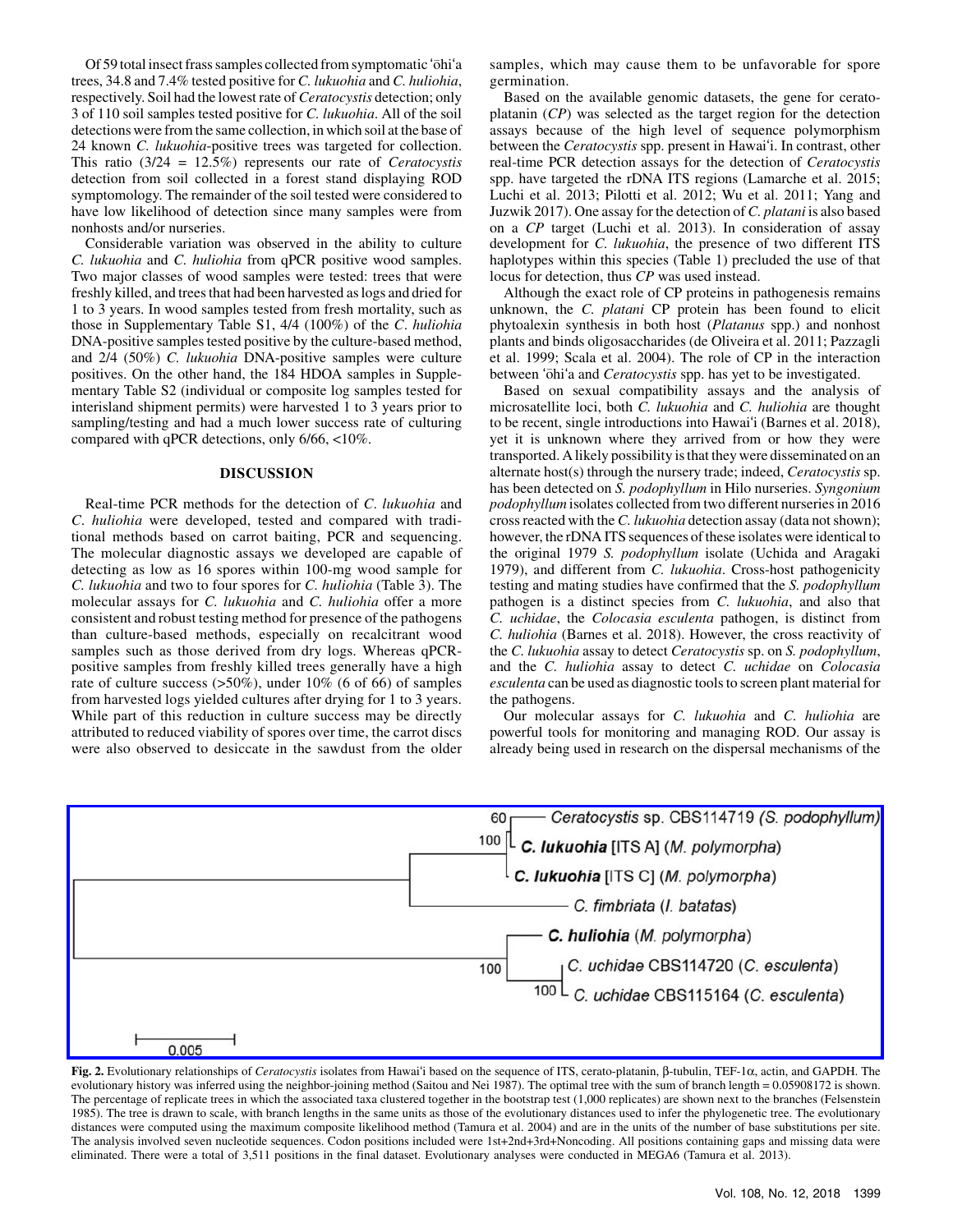Of 59 total insect frass samples collected from symptomatic ʻōhiʻa trees, 34.8 and 7.4% tested positive for *C. lukuohia* and *C. huliohia*, respectively. Soil had the lowest rate of *Ceratocystis* detection; only 3 of 110 soil samples tested positive for *C. lukuohia*. All of the soil detections were from the same collection, in which soil at the base of 24 known *C. lukuohia*-positive trees was targeted for collection. This ratio (3/24 = 12.5%) represents our rate of *Ceratocystis* detection from soil collected in a forest stand displaying ROD symptomology. The remainder of the soil tested were considered to have low likelihood of detection since many samples were from nonhosts and/or nurseries.

Considerable variation was observed in the ability to culture *C. lukuohia* and *C. huliohia* from qPCR positive wood samples. Two major classes of wood samples were tested: trees that were freshly killed, and trees that had been harvested as logs and dried for 1 to 3 years. In wood samples tested from fresh mortality, such as those in Supplementary Table S1, 4/4 (100%) of the *C. huliohia* DNA-positive samples tested positive by the culture-based method, and 2/4 (50%) *C. lukuohia* DNA-positive samples were culture positives. On the other hand, the 184 HDOA samples in Supplementary Table S2 (individual or composite log samples tested for interisland shipment permits) were harvested 1 to 3 years prior to sampling/testing and had a much lower success rate of culturing compared with qPCR detections, only 6/66, <10%.

## DISCUSSION

Real-time PCR methods for the detection of *C. lukuohia* and *C. huliohia* were developed, tested and compared with traditional methods based on carrot baiting, PCR and sequencing. The molecular diagnostic assays we developed are capable of detecting as low as 16 spores within 100-mg wood sample for *C. lukuohia* and two to four spores for *C. huliohia* (Table 3). The molecular assays for *C. lukuohia* and *C. huliohia* offer a more consistent and robust testing method for presence of the pathogens than culture-based methods, especially on recalcitrant wood samples such as those derived from dry logs. Whereas qPCR-positive samples from freshly killed trees generally have a high rate of culture success (>50%), under 10% (6 of 66) of samples from harvested logs yielded cultures after drying for 1 to 3 years. While part of this reduction in culture success may be directly attributed to reduced viability of spores over time, the carrot discs were also observed to desiccate in the sawdust from the older samples, which may cause them to be unfavorable for spore germination.

Based on the available genomic datasets, the gene for cerato-platanin (*CP*) was selected as the target region for the detection assays because of the high level of sequence polymorphism between the *Ceratocystis* spp. present in Hawaiʻi. In contrast, other real-time PCR detection assays for the detection of *Ceratocystis* spp. have targeted the rDNA ITS regions (Lamarche et al. 2015; Luchi et al. 2013; Pilotti et al. 2012; Wu et al. 2011; Yang and Juzwik 2017). One assay for the detection of *C. platani* is also based on a *CP* target (Luchi et al. 2013). In consideration of assay development for *C. lukuohia*, the presence of two different ITS haplotypes within this species (Table 1) precluded the use of that locus for detection, thus *CP* was used instead.

Although the exact role of CP proteins in pathogenesis remains unknown, the *C. platani* CP protein has been found to elicit phytoalexin synthesis in both host (*Platanus* spp.) and nonhost plants and binds oligosaccharides (de Oliveira et al. 2011; Pazzagli et al. 1999; Scala et al. 2004). The role of CP in the interaction between ʻōhiʻa and *Ceratocystis* spp. has yet to be investigated.

Based on sexual compatibility assays and the analysis of microsatellite loci, both *C. lukuohia* and *C. huliohia* are thought to be recent, single introductions into Hawaiʻi (Barnes et al. 2018), yet it is unknown where they arrived from or how they were transported. A likely possibility is that they were disseminated on an alternate host(s) through the nursery trade; indeed, *Ceratocystis* sp. has been detected on *S. podophyllum* in Hilo nurseries. *Syngonium podophyllum* isolates collected from two different nurseries in 2016 cross reacted with the *C. lukuohia* detection assay (data not shown); however, the rDNA ITS sequences of these isolates were identical to the original 1979 *S. podophyllum* isolate (Uchida and Aragaki 1979), and different from *C. lukuohia*. Cross-host pathogenicity testing and mating studies have confirmed that the *S. podophyllum* pathogen is a distinct species from *C. lukuohia*, and also that *C. uchidae*, the *Colocasia esculenta* pathogen, is distinct from *C. huliohia* (Barnes et al. 2018). However, the cross reactivity of the *C. lukuohia* assay to detect *Ceratocystis* sp. on *S. podophyllum*, and the *C. huliohia* assay to detect *C. uchidae* on *Colocasia esculenta* can be used as diagnostic tools to screen plant material for the pathogens.

Our molecular assays for *C. lukuohia* and *C. huliohia* are powerful tools for monitoring and managing ROD. Our assay is already being used in research on the dispersal mechanisms of the

60
100
*Ceratocystis* sp. CBS114719 (*S. podophyllum*)
**C. lukuohia** [ITS A] (*M. polymorpha*)
**C. lukuohia** [ITS C] (*M. polymorpha*)
*C. fimbriata* (*I. batatas*)
**C. huliohia** (*M. polymorpha*)
100
*C. uchidae* CBS114720 (*C. esculenta*)
100
*C. uchidae* CBS115164 (*C. esculenta*)
0.005

**Fig. 2.** Evolutionary relationships of *Ceratocystis* isolates from Hawaiʻi based on the sequence of ITS, cerato-platanin, β-tubulin, TEF-1α, actin, and GAPDH. The evolutionary history was inferred using the neighbor-joining method (Saitou and Nei 1987). The optimal tree with the sum of branch length = 0.05908172 is shown. The percentage of replicate trees in which the associated taxa clustered together in the bootstrap test (1,000 replicates) are shown next to the branches (Felsenstein 1985). The tree is drawn to scale, with branch lengths in the same units as those of the evolutionary distances used to infer the phylogenetic tree. The evolutionary distances were computed using the maximum composite likelihood method (Tamura et al. 2004) and are in the units of the number of base substitutions per site. The analysis involved seven nucleotide sequences. Codon positions included were 1st+2nd+3rd+Noncoding. All positions containing gaps and missing data were eliminated. There were a total of 3,511 positions in the final dataset. Evolutionary analyses were conducted in MEGA6 (Tamura et al. 2013).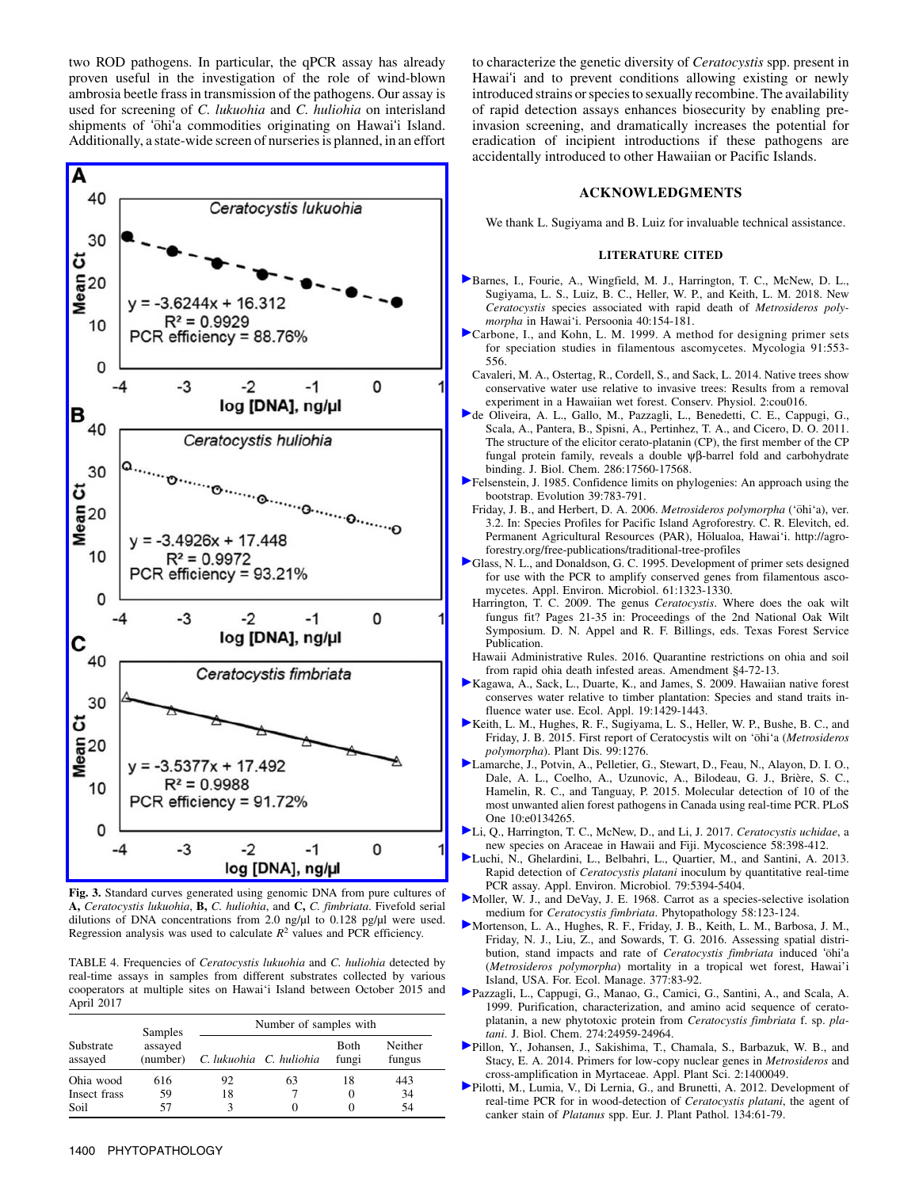two ROD pathogens. In particular, the qPCR assay has already proven useful in the investigation of the role of wind-blown ambrosia beetle frass in transmission of the pathogens. Our assay is used for screening of *C. lukuohia* and *C. huliohia* on interisland shipments of ʻōhiʻa commodities originating on Hawaiʻi Island. Additionally, a state-wide screen of nurseries is planned, in an effort to characterize the genetic diversity of *Ceratocystis* spp. present in Hawaiʻi and to prevent conditions allowing existing or newly introduced strains or species to sexually recombine. The availability of rapid detection assays enhances biosecurity by enabling pre-invasion screening, and dramatically increases the potential for eradication of incipient introductions if these pathogens are accidentally introduced to other Hawaiian or Pacific Islands.

A
Ceratocystis lukuohia
y = -3.6244x + 16.312
R² = 0.9929
PCR efficiency = 88.76%
Mean Ct
log [DNA], ng/µl

B
Ceratocystis huliohia
y = -3.4926x + 17.448
R² = 0.9972
PCR efficiency = 93.21%
Mean Ct
log [DNA], ng/µl

C
Ceratocystis fimbriata
y = -3.5377x + 17.492
R² = 0.9988
PCR efficiency = 91.72%
Mean Ct
log [DNA], ng/µl

**Fig. 3.** Standard curves generated using genomic DNA from pure cultures of **A,** *Ceratocystis lukuohia*, **B,** *C. huliohia*, and **C,** *C. fimbriata*. Fivefold serial dilutions of DNA concentrations from 2.0 ng/µl to 0.128 pg/µl were used. Regression analysis was used to calculate $R^2$ values and PCR efficiency.

TABLE 4. Frequencies of *Ceratocystis lukuohia* and *C. huliohia* detected by real-time assays in samples from different substrates collected by various cooperators at multiple sites on Hawaiʻi Island between October 2015 and April 2017

| Substrate assayed | Samples assayed (number) | Number of samples with | | | |
|---|---|---|---|---|---|
| | | *C. lukuohia* | *C. huliohia* | Both fungi | Neither fungus |
| Ohia wood | 616 | 92 | 63 | 18 | 443 |
| Insect frass | 59 | 18 | 7 | 0 | 34 |
| Soil | 57 | 3 | 0 | 0 | 54 |

## ACKNOWLEDGMENTS

We thank L. Sugiyama and B. Luiz for invaluable technical assistance.

## LITERATURE CITED

Barnes, I., Fourie, A., Wingfield, M. J., Harrington, T. C., McNew, D. L., Sugiyama, L. S., Luiz, B. C., Heller, W. P., and Keith, L. M. 2018. New *Ceratocystis* species associated with rapid death of *Metrosideros polymorpha* in Hawaiʻi. Persoonia 40:154-181.

Carbone, I., and Kohn, L. M. 1999. A method for designing primer sets for speciation studies in filamentous ascomycetes. Mycologia 91:553-556.

Cavaleri, M. A., Ostertag, R., Cordell, S., and Sack, L. 2014. Native trees show conservative water use relative to invasive trees: Results from a removal experiment in a Hawaiian wet forest. Conserv. Physiol. 2:cou016.

de Oliveira, A. L., Gallo, M., Pazzagli, L., Benedetti, C. E., Cappugi, G., Scala, A., Pantera, B., Spisni, A., Pertinhez, T. A., and Cicero, D. O. 2011. The structure of the elicitor cerato-platanin (CP), the first member of the CP fungal protein family, reveals a double ψβ-barrel fold and carbohydrate binding. J. Biol. Chem. 286:17560-17568.

Felsenstein, J. 1985. Confidence limits on phylogenies: An approach using the bootstrap. Evolution 39:783-791.

Friday, J. B., and Herbert, D. A. 2006. *Metrosideros polymorpha* (ʻōhiʻa), ver. 3.2. In: Species Profiles for Pacific Island Agroforestry. C. R. Elevitch, ed. Permanent Agricultural Resources (PAR), Hōlualoa, Hawaiʻi. http://agroforestry.org/free-publications/traditional-tree-profiles

Glass, N. L., and Donaldson, G. C. 1995. Development of primer sets designed for use with the PCR to amplify conserved genes from filamentous ascomycetes. Appl. Environ. Microbiol. 61:1323-1330.

Harrington, T. C. 2009. The genus *Ceratocystis*. Where does the oak wilt fungus fit? Pages 21-35 in: Proceedings of the 2nd National Oak Wilt Symposium. D. N. Appel and R. F. Billings, eds. Texas Forest Service Publication.

Hawaii Administrative Rules. 2016. Quarantine restrictions on ohia and soil from rapid ohia death infested areas. Amendment §4-72-13.

Kagawa, A., Sack, L., Duarte, K., and James, S. 2009. Hawaiian native forest conserves water relative to timber plantation: Species and stand traits influence water use. Ecol. Appl. 19:1429-1443.

Keith, L. M., Hughes, R. F., Sugiyama, L. S., Heller, W. P., Bushe, B. C., and Friday, J. B. 2015. First report of Ceratocystis wilt on ʻōhiʻa (*Metrosideros polymorpha*). Plant Dis. 99:1276.

Lamarche, J., Potvin, A., Pelletier, G., Stewart, D., Feau, N., Alayon, D. I. O., Dale, A. L., Coelho, A., Uzunovic, A., Bilodeau, G. J., Brière, S. C., Hamelin, R. C., and Tanguay, P. 2015. Molecular detection of 10 of the most unwanted alien forest pathogens in Canada using real-time PCR. PLoS One 10:e0134265.

Li, Q., Harrington, T. C., McNew, D., and Li, J. 2017. *Ceratocystis uchidae*, a new species on Araceae in Hawaii and Fiji. Mycoscience 58:398-412.

Luchi, N., Ghelardini, L., Belbahri, L., Quartier, M., and Santini, A. 2013. Rapid detection of *Ceratocystis platani* inoculum by quantitative real-time PCR assay. Appl. Environ. Microbiol. 79:5394-5404.

Moller, W. J., and DeVay, J. E. 1968. Carrot as a species-selective isolation medium for *Ceratocystis fimbriata*. Phytopathology 58:123-124.

Mortenson, L. A., Hughes, R. F., Friday, J. B., Keith, L. M., Barbosa, J. M., Friday, N. J., Liu, Z., and Sowards, T. G. 2016. Assessing spatial distribution, stand impacts and rate of *Ceratocystis fimbriata* induced ʻōhiʻa (*Metrosideros polymorpha*) mortality in a tropical wet forest, Hawaiʻi Island, USA. For. Ecol. Manage. 377:83-92.

Pazzagli, L., Cappugi, G., Manao, G., Camici, G., Santini, A., and Scala, A. 1999. Purification, characterization, and amino acid sequence of cerato-platanin, a new phytotoxic protein from *Ceratocystis fimbriata* f. sp. *platani*. J. Biol. Chem. 274:24959-24964.

Pillon, Y., Johansen, J., Sakishima, T., Chamala, S., Barbazuk, W. B., and Stacy, E. A. 2014. Primers for low-copy nuclear genes in *Metrosideros* and cross-amplification in Myrtaceae. Appl. Plant Sci. 2:1400049.

Pilotti, M., Lumia, V., Di Lernia, G., and Brunetti, A. 2012. Development of real-time PCR for in wood-detection of *Ceratocystis platani*, the agent of canker stain of *Platanus* spp. Eur. J. Plant Pathol. 134:61-79.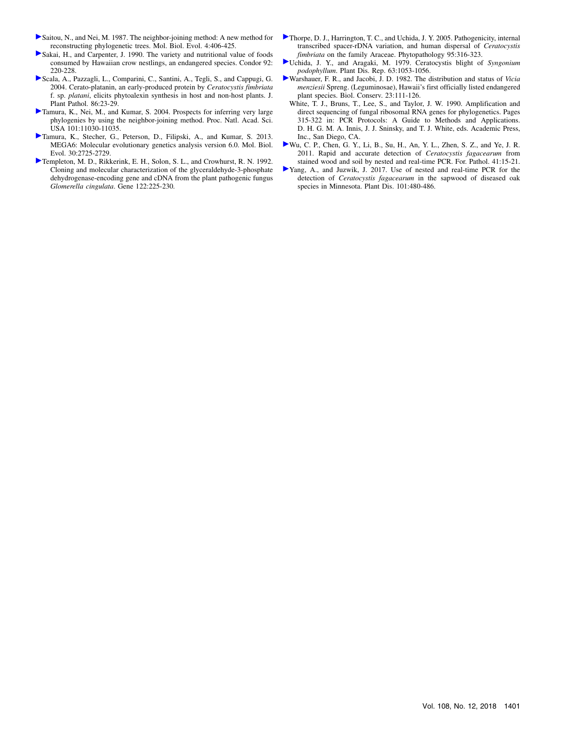Saitou, N., and Nei, M. 1987. The neighbor-joining method: A new method for reconstructing phylogenetic trees. Mol. Biol. Evol. 4:406-425.

Sakai, H., and Carpenter, J. 1990. The variety and nutritional value of foods consumed by Hawaiian crow nestlings, an endangered species. Condor 92: 220-228.

Scala, A., Pazzagli, L., Comparini, C., Santini, A., Tegli, S., and Cappugi, G. 2004. Cerato-platanin, an early-produced protein by *Ceratocystis fimbriata* f. sp. *platani*, elicits phytoalexin synthesis in host and non-host plants. J. Plant Pathol. 86:23-29.

Tamura, K., Nei, M., and Kumar, S. 2004. Prospects for inferring very large phylogenies by using the neighbor-joining method. Proc. Natl. Acad. Sci. USA 101:11030-11035.

Tamura, K., Stecher, G., Peterson, D., Filipski, A., and Kumar, S. 2013. MEGA6: Molecular evolutionary genetics analysis version 6.0. Mol. Biol. Evol. 30:2725-2729.

Templeton, M. D., Rikkerink, E. H., Solon, S. L., and Crowhurst, R. N. 1992. Cloning and molecular characterization of the glyceraldehyde-3-phosphate dehydrogenase-encoding gene and cDNA from the plant pathogenic fungus *Glomerella cingulata*. Gene 122:225-230.

Thorpe, D. J., Harrington, T. C., and Uchida, J. Y. 2005. Pathogenicity, internal transcribed spacer-rDNA variation, and human dispersal of *Ceratocystis fimbriata* on the family Araceae. Phytopathology 95:316-323.

Uchida, J. Y., and Aragaki, M. 1979. Ceratocystis blight of *Syngonium podophyllum*. Plant Dis. Rep. 63:1053-1056.

Warshauer, F. R., and Jacobi, J. D. 1982. The distribution and status of *Vicia menziesii* Spreng. (Leguminosae), Hawaii's first officially listed endangered plant species. Biol. Conserv. 23:111-126.

White, T. J., Bruns, T., Lee, S., and Taylor, J. W. 1990. Amplification and direct sequencing of fungal ribosomal RNA genes for phylogenetics. Pages 315-322 in: PCR Protocols: A Guide to Methods and Applications. D. H. G. M. A. Innis, J. J. Sninsky, and T. J. White, eds. Academic Press, Inc., San Diego, CA.

Wu, C. P., Chen, G. Y., Li, B., Su, H., An, Y. L., Zhen, S. Z., and Ye, J. R. 2011. Rapid and accurate detection of *Ceratocystis fagacearum* from stained wood and soil by nested and real-time PCR. For. Pathol. 41:15-21.

Yang, A., and Juzwik, J. 2017. Use of nested and real-time PCR for the detection of *Ceratocystis fagacearum* in the sapwood of diseased oak species in Minnesota. Plant Dis. 101:480-486.